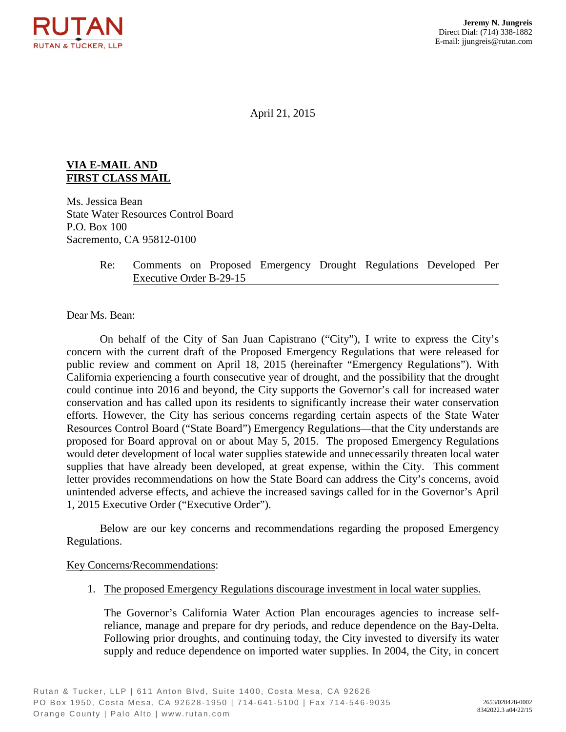**RUTAN**
RUTAN & TUCKER, LLP

**Jeremy N. Jungreis**
Direct Dial: (714) 338-1882
E-mail: jjungreis@rutan.com

April 21, 2015

**VIA E-MAIL AND**
**FIRST CLASS MAIL**

Ms. Jessica Bean
State Water Resources Control Board
P.O. Box 100
Sacremento, CA 95812-0100

Re: Comments on Proposed Emergency Drought Regulations Developed Per Executive Order B-29-15

Dear Ms. Bean:

On behalf of the City of San Juan Capistrano ("City"), I write to express the City's concern with the current draft of the Proposed Emergency Regulations that were released for public review and comment on April 18, 2015 (hereinafter "Emergency Regulations"). With California experiencing a fourth consecutive year of drought, and the possibility that the drought could continue into 2016 and beyond, the City supports the Governor's call for increased water conservation and has called upon its residents to significantly increase their water conservation efforts. However, the City has serious concerns regarding certain aspects of the State Water Resources Control Board ("State Board") Emergency Regulations—that the City understands are proposed for Board approval on or about May 5, 2015. The proposed Emergency Regulations would deter development of local water supplies statewide and unnecessarily threaten local water supplies that have already been developed, at great expense, within the City. This comment letter provides recommendations on how the State Board can address the City's concerns, avoid unintended adverse effects, and achieve the increased savings called for in the Governor's April 1, 2015 Executive Order ("Executive Order").

Below are our key concerns and recommendations regarding the proposed Emergency Regulations.

Key Concerns/Recommendations:

1. The proposed Emergency Regulations discourage investment in local water supplies.

   The Governor's California Water Action Plan encourages agencies to increase self-reliance, manage and prepare for dry periods, and reduce dependence on the Bay-Delta. Following prior droughts, and continuing today, the City invested to diversify its water supply and reduce dependence on imported water supplies. In 2004, the City, in concert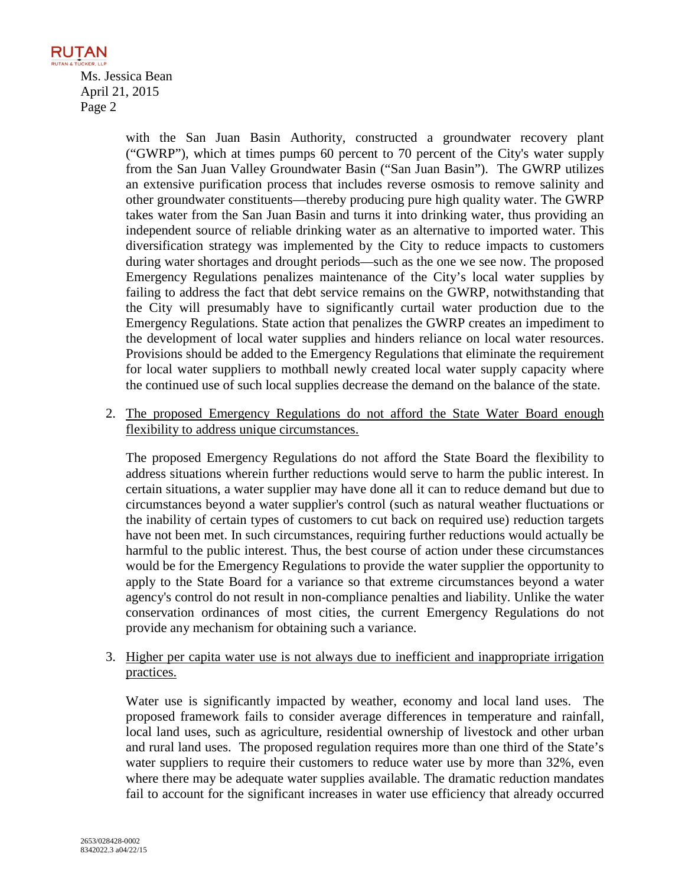with the San Juan Basin Authority, constructed a groundwater recovery plant ("GWRP"), which at times pumps 60 percent to 70 percent of the City's water supply from the San Juan Valley Groundwater Basin ("San Juan Basin"). The GWRP utilizes an extensive purification process that includes reverse osmosis to remove salinity and other groundwater constituents—thereby producing pure high quality water. The GWRP takes water from the San Juan Basin and turns it into drinking water, thus providing an independent source of reliable drinking water as an alternative to imported water. This diversification strategy was implemented by the City to reduce impacts to customers during water shortages and drought periods—such as the one we see now. The proposed Emergency Regulations penalizes maintenance of the City's local water supplies by failing to address the fact that debt service remains on the GWRP, notwithstanding that the City will presumably have to significantly curtail water production due to the Emergency Regulations. State action that penalizes the GWRP creates an impediment to the development of local water supplies and hinders reliance on local water resources. Provisions should be added to the Emergency Regulations that eliminate the requirement for local water suppliers to mothball newly created local water supply capacity where the continued use of such local supplies decrease the demand on the balance of the state.

2. <u>The proposed Emergency Regulations do not afford the State Water Board enough flexibility to address unique circumstances.</u>

   The proposed Emergency Regulations do not afford the State Board the flexibility to address situations wherein further reductions would serve to harm the public interest. In certain situations, a water supplier may have done all it can to reduce demand but due to circumstances beyond a water supplier's control (such as natural weather fluctuations or the inability of certain types of customers to cut back on required use) reduction targets have not been met. In such circumstances, requiring further reductions would actually be harmful to the public interest. Thus, the best course of action under these circumstances would be for the Emergency Regulations to provide the water supplier the opportunity to apply to the State Board for a variance so that extreme circumstances beyond a water agency's control do not result in non-compliance penalties and liability. Unlike the water conservation ordinances of most cities, the current Emergency Regulations do not provide any mechanism for obtaining such a variance.

3. <u>Higher per capita water use is not always due to inefficient and inappropriate irrigation practices.</u>

   Water use is significantly impacted by weather, economy and local land uses. The proposed framework fails to consider average differences in temperature and rainfall, local land uses, such as agriculture, residential ownership of livestock and other urban and rural land uses. The proposed regulation requires more than one third of the State's water suppliers to require their customers to reduce water use by more than 32%, even where there may be adequate water supplies available. The dramatic reduction mandates fail to account for the significant increases in water use efficiency that already occurred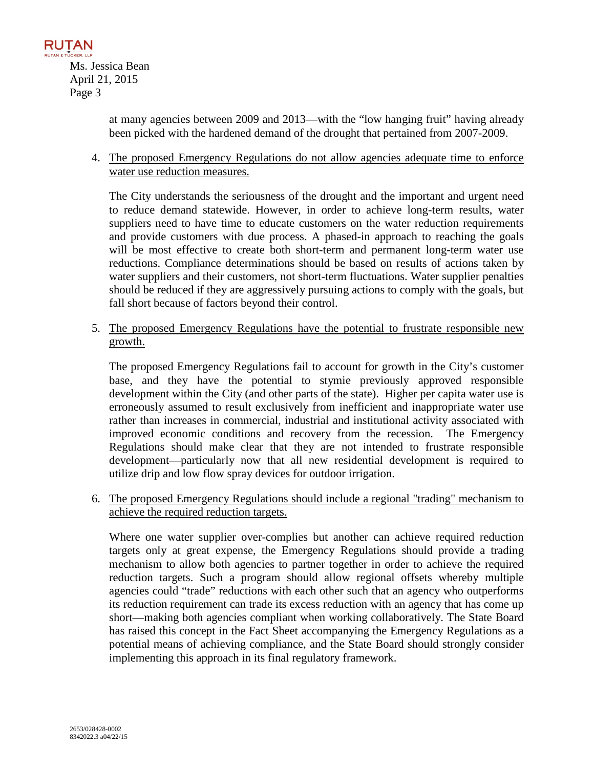at many agencies between 2009 and 2013—with the "low hanging fruit" having already been picked with the hardened demand of the drought that pertained from 2007-2009.

4. <u>The proposed Emergency Regulations do not allow agencies adequate time to enforce water use reduction measures.</u>

   The City understands the seriousness of the drought and the important and urgent need to reduce demand statewide. However, in order to achieve long-term results, water suppliers need to have time to educate customers on the water reduction requirements and provide customers with due process. A phased-in approach to reaching the goals will be most effective to create both short-term and permanent long-term water use reductions. Compliance determinations should be based on results of actions taken by water suppliers and their customers, not short-term fluctuations. Water supplier penalties should be reduced if they are aggressively pursuing actions to comply with the goals, but fall short because of factors beyond their control.

5. <u>The proposed Emergency Regulations have the potential to frustrate responsible new growth.</u>

   The proposed Emergency Regulations fail to account for growth in the City's customer base, and they have the potential to stymie previously approved responsible development within the City (and other parts of the state). Higher per capita water use is erroneously assumed to result exclusively from inefficient and inappropriate water use rather than increases in commercial, industrial and institutional activity associated with improved economic conditions and recovery from the recession. The Emergency Regulations should make clear that they are not intended to frustrate responsible development—particularly now that all new residential development is required to utilize drip and low flow spray devices for outdoor irrigation.

6. <u>The proposed Emergency Regulations should include a regional "trading" mechanism to achieve the required reduction targets.</u>

   Where one water supplier over-complies but another can achieve required reduction targets only at great expense, the Emergency Regulations should provide a trading mechanism to allow both agencies to partner together in order to achieve the required reduction targets. Such a program should allow regional offsets whereby multiple agencies could "trade" reductions with each other such that an agency who outperforms its reduction requirement can trade its excess reduction with an agency that has come up short—making both agencies compliant when working collaboratively. The State Board has raised this concept in the Fact Sheet accompanying the Emergency Regulations as a potential means of achieving compliance, and the State Board should strongly consider implementing this approach in its final regulatory framework.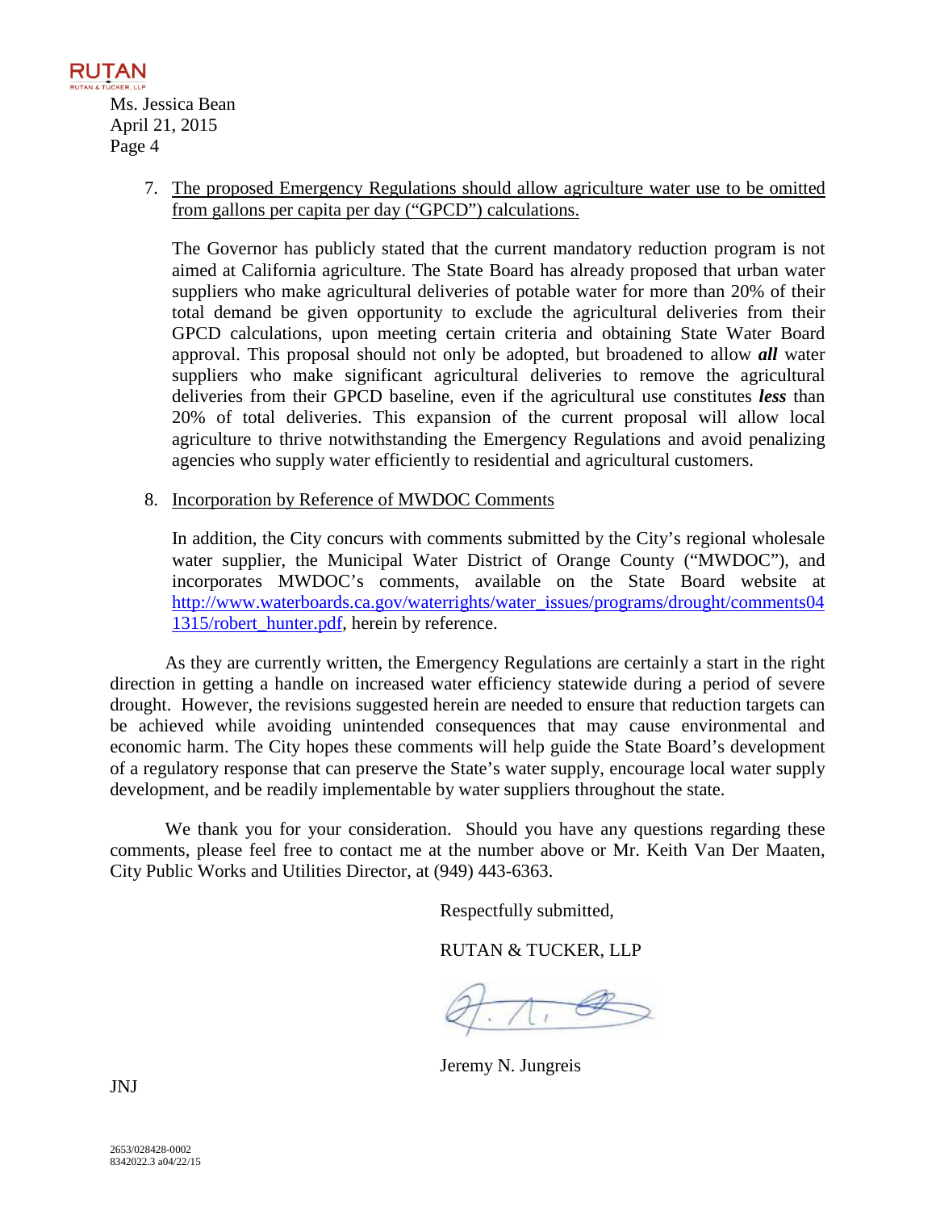Ms. Jessica Bean
April 21, 2015

7. The proposed Emergency Regulations should allow agriculture water use to be omitted from gallons per capita per day ("GPCD") calculations.

   The Governor has publicly stated that the current mandatory reduction program is not aimed at California agriculture. The State Board has already proposed that urban water suppliers who make agricultural deliveries of potable water for more than 20% of their total demand be given opportunity to exclude the agricultural deliveries from their GPCD calculations, upon meeting certain criteria and obtaining State Water Board approval. This proposal should not only be adopted, but broadened to allow ***all*** water suppliers who make significant agricultural deliveries to remove the agricultural deliveries from their GPCD baseline, even if the agricultural use constitutes ***less*** than 20% of total deliveries. This expansion of the current proposal will allow local agriculture to thrive notwithstanding the Emergency Regulations and avoid penalizing agencies who supply water efficiently to residential and agricultural customers.

8. Incorporation by Reference of MWDOC Comments

   In addition, the City concurs with comments submitted by the City's regional wholesale water supplier, the Municipal Water District of Orange County ("MWDOC"), and incorporates MWDOC's comments, available on the State Board website at http://www.waterboards.ca.gov/waterrights/water_issues/programs/drought/comments041315/robert_hunter.pdf, herein by reference.

As they are currently written, the Emergency Regulations are certainly a start in the right direction in getting a handle on increased water efficiency statewide during a period of severe drought. However, the revisions suggested herein are needed to ensure that reduction targets can be achieved while avoiding unintended consequences that may cause environmental and economic harm. The City hopes these comments will help guide the State Board's development of a regulatory response that can preserve the State's water supply, encourage local water supply development, and be readily implementable by water suppliers throughout the state.

We thank you for your consideration. Should you have any questions regarding these comments, please feel free to contact me at the number above or Mr. Keith Van Der Maaten, City Public Works and Utilities Director, at (949) 443-6363.

Respectfully submitted,

RUTAN & TUCKER, LLP

Jeremy N. Jungreis

JNJ

2653/028428-0002
8342022.3 a04/22/15